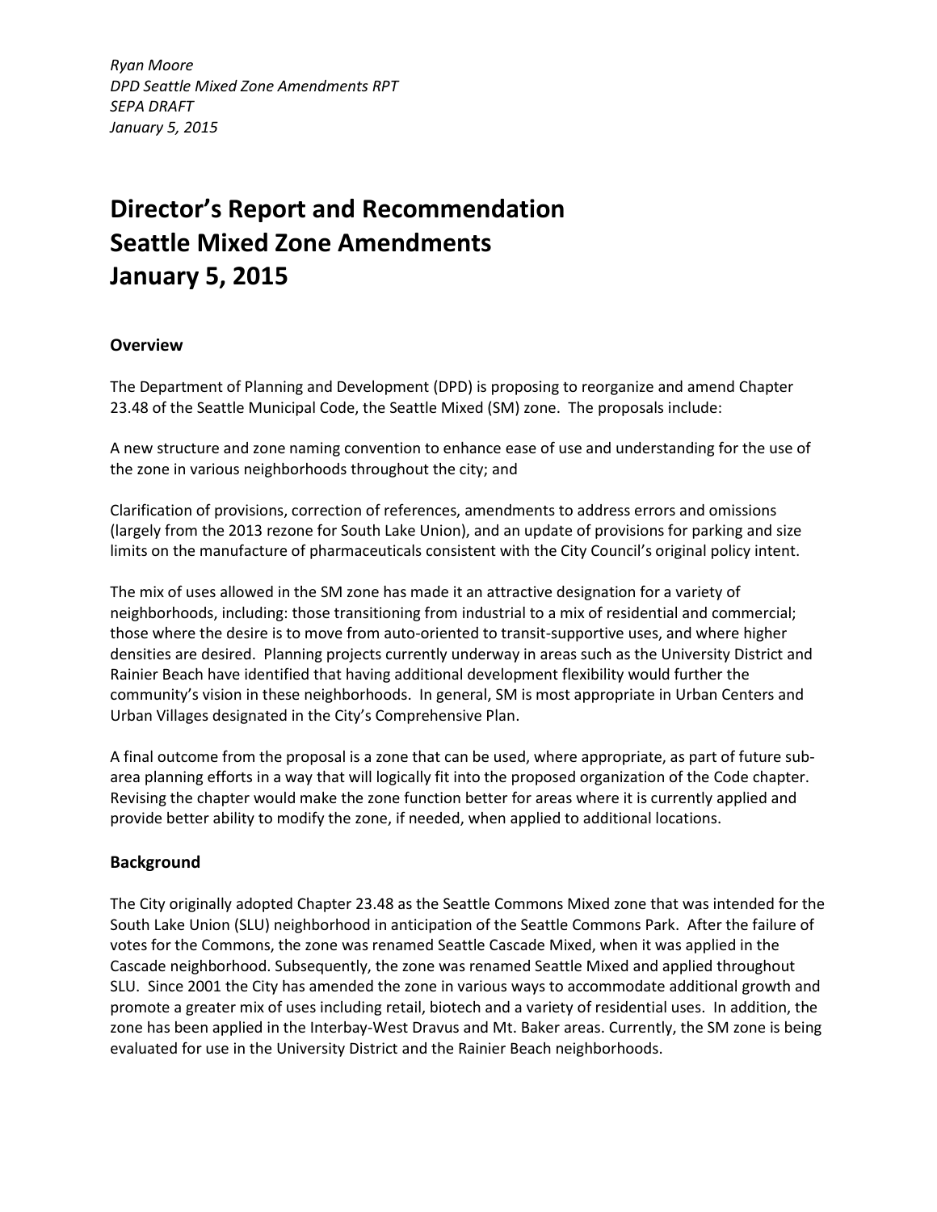*Ryan Moore*
*DPD Seattle Mixed Zone Amendments RPT*
*SEPA DRAFT*
*January 5, 2015*

# Director's Report and Recommendation
# Seattle Mixed Zone Amendments
# January 5, 2015

### Overview

The Department of Planning and Development (DPD) is proposing to reorganize and amend Chapter 23.48 of the Seattle Municipal Code, the Seattle Mixed (SM) zone. The proposals include:

A new structure and zone naming convention to enhance ease of use and understanding for the use of the zone in various neighborhoods throughout the city; and

Clarification of provisions, correction of references, amendments to address errors and omissions (largely from the 2013 rezone for South Lake Union), and an update of provisions for parking and size limits on the manufacture of pharmaceuticals consistent with the City Council's original policy intent.

The mix of uses allowed in the SM zone has made it an attractive designation for a variety of neighborhoods, including: those transitioning from industrial to a mix of residential and commercial; those where the desire is to move from auto-oriented to transit-supportive uses, and where higher densities are desired. Planning projects currently underway in areas such as the University District and Rainier Beach have identified that having additional development flexibility would further the community's vision in these neighborhoods. In general, SM is most appropriate in Urban Centers and Urban Villages designated in the City's Comprehensive Plan.

A final outcome from the proposal is a zone that can be used, where appropriate, as part of future sub-area planning efforts in a way that will logically fit into the proposed organization of the Code chapter. Revising the chapter would make the zone function better for areas where it is currently applied and provide better ability to modify the zone, if needed, when applied to additional locations.

### Background

The City originally adopted Chapter 23.48 as the Seattle Commons Mixed zone that was intended for the South Lake Union (SLU) neighborhood in anticipation of the Seattle Commons Park. After the failure of votes for the Commons, the zone was renamed Seattle Cascade Mixed, when it was applied in the Cascade neighborhood. Subsequently, the zone was renamed Seattle Mixed and applied throughout SLU. Since 2001 the City has amended the zone in various ways to accommodate additional growth and promote a greater mix of uses including retail, biotech and a variety of residential uses. In addition, the zone has been applied in the Interbay-West Dravus and Mt. Baker areas. Currently, the SM zone is being evaluated for use in the University District and the Rainier Beach neighborhoods.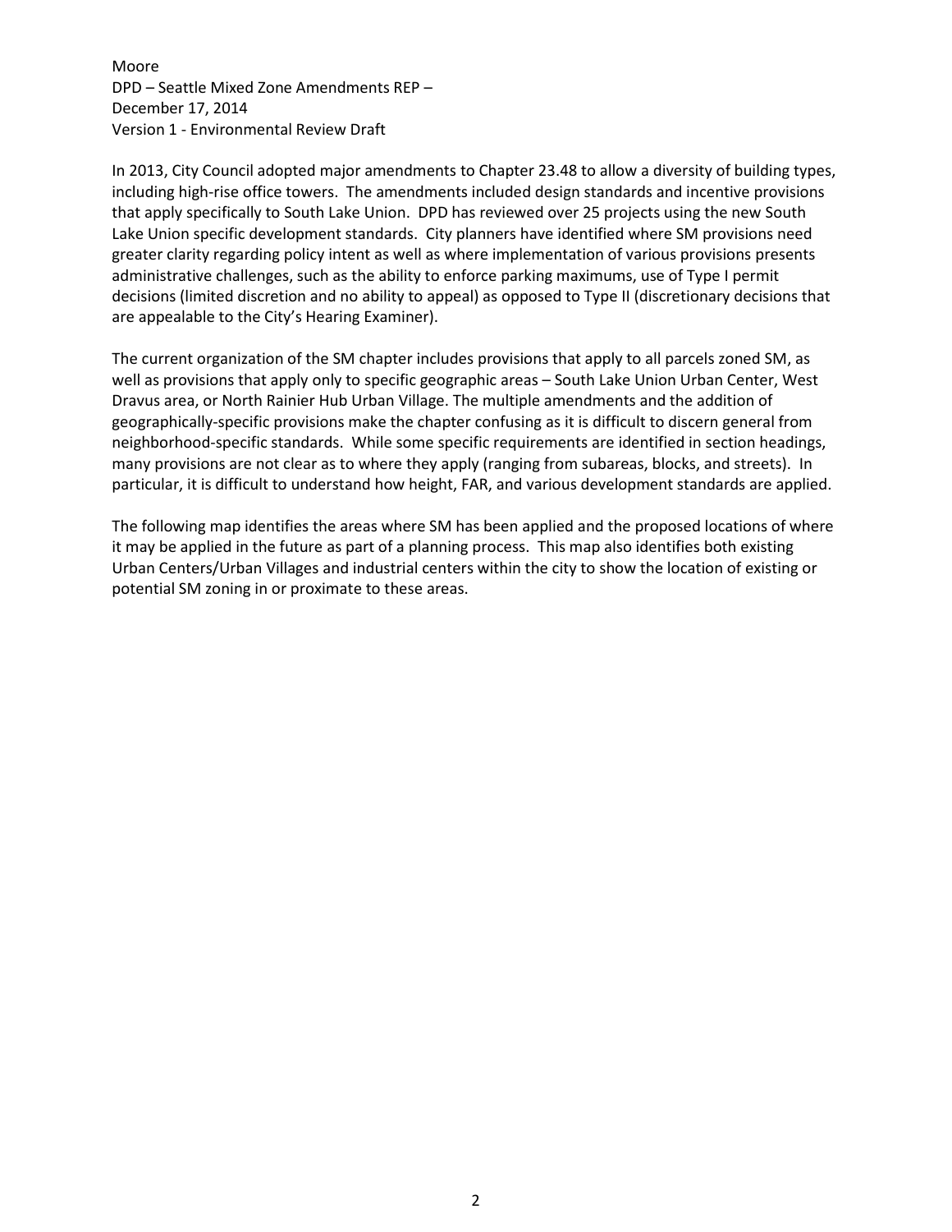In 2013, City Council adopted major amendments to Chapter 23.48 to allow a diversity of building types, including high-rise office towers. The amendments included design standards and incentive provisions that apply specifically to South Lake Union. DPD has reviewed over 25 projects using the new South Lake Union specific development standards. City planners have identified where SM provisions need greater clarity regarding policy intent as well as where implementation of various provisions presents administrative challenges, such as the ability to enforce parking maximums, use of Type I permit decisions (limited discretion and no ability to appeal) as opposed to Type II (discretionary decisions that are appealable to the City's Hearing Examiner).

The current organization of the SM chapter includes provisions that apply to all parcels zoned SM, as well as provisions that apply only to specific geographic areas – South Lake Union Urban Center, West Dravus area, or North Rainier Hub Urban Village. The multiple amendments and the addition of geographically-specific provisions make the chapter confusing as it is difficult to discern general from neighborhood-specific standards. While some specific requirements are identified in section headings, many provisions are not clear as to where they apply (ranging from subareas, blocks, and streets). In particular, it is difficult to understand how height, FAR, and various development standards are applied.

The following map identifies the areas where SM has been applied and the proposed locations of where it may be applied in the future as part of a planning process. This map also identifies both existing Urban Centers/Urban Villages and industrial centers within the city to show the location of existing or potential SM zoning in or proximate to these areas.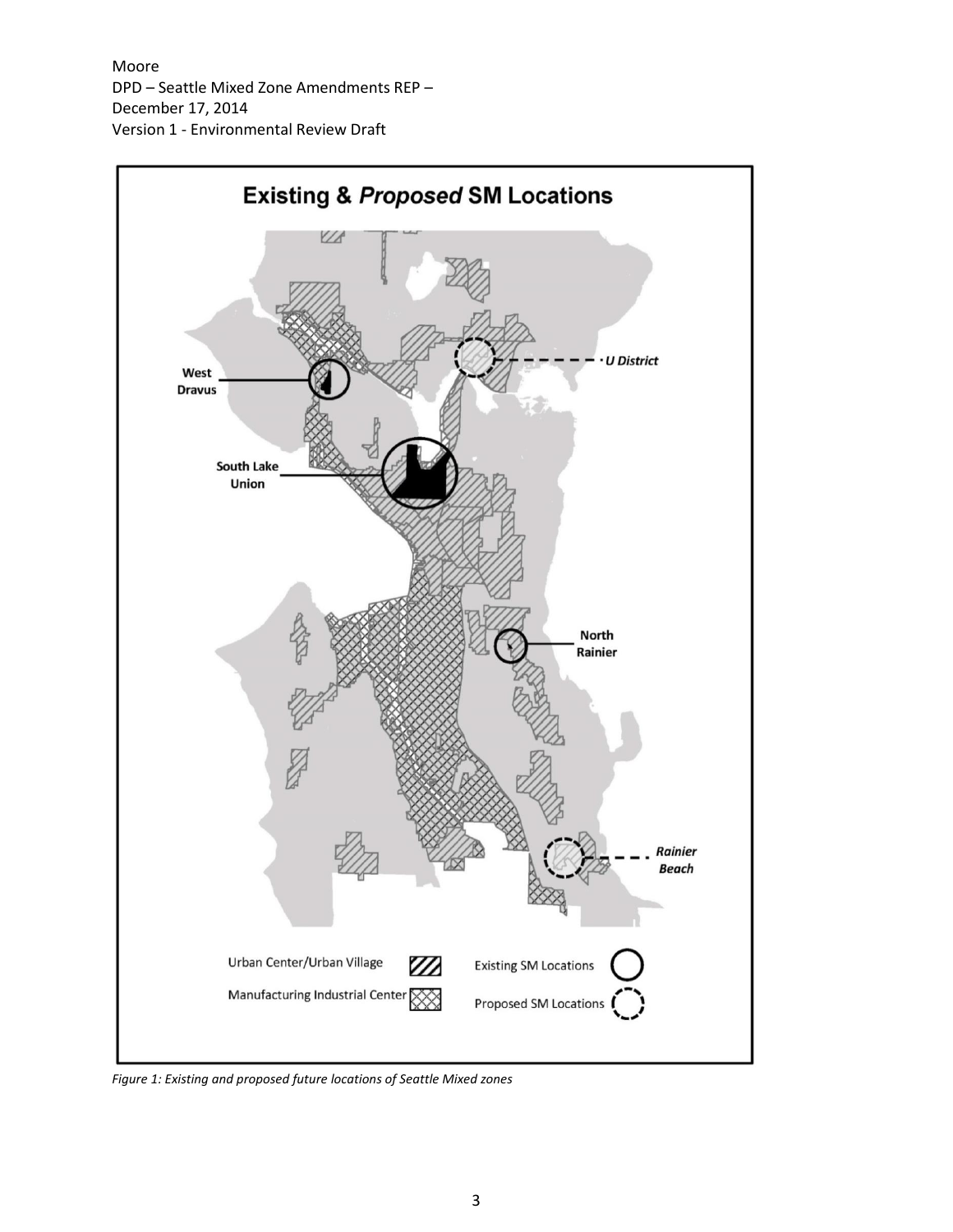**Existing & *Proposed* SM Locations**

West Dravus

South Lake Union

*U District*

North Rainier

*Rainier Beach*

Urban Center/Urban Village

Manufacturing Industrial Center

Existing SM Locations

Proposed SM Locations

*Figure 1: Existing and proposed future locations of Seattle Mixed zones*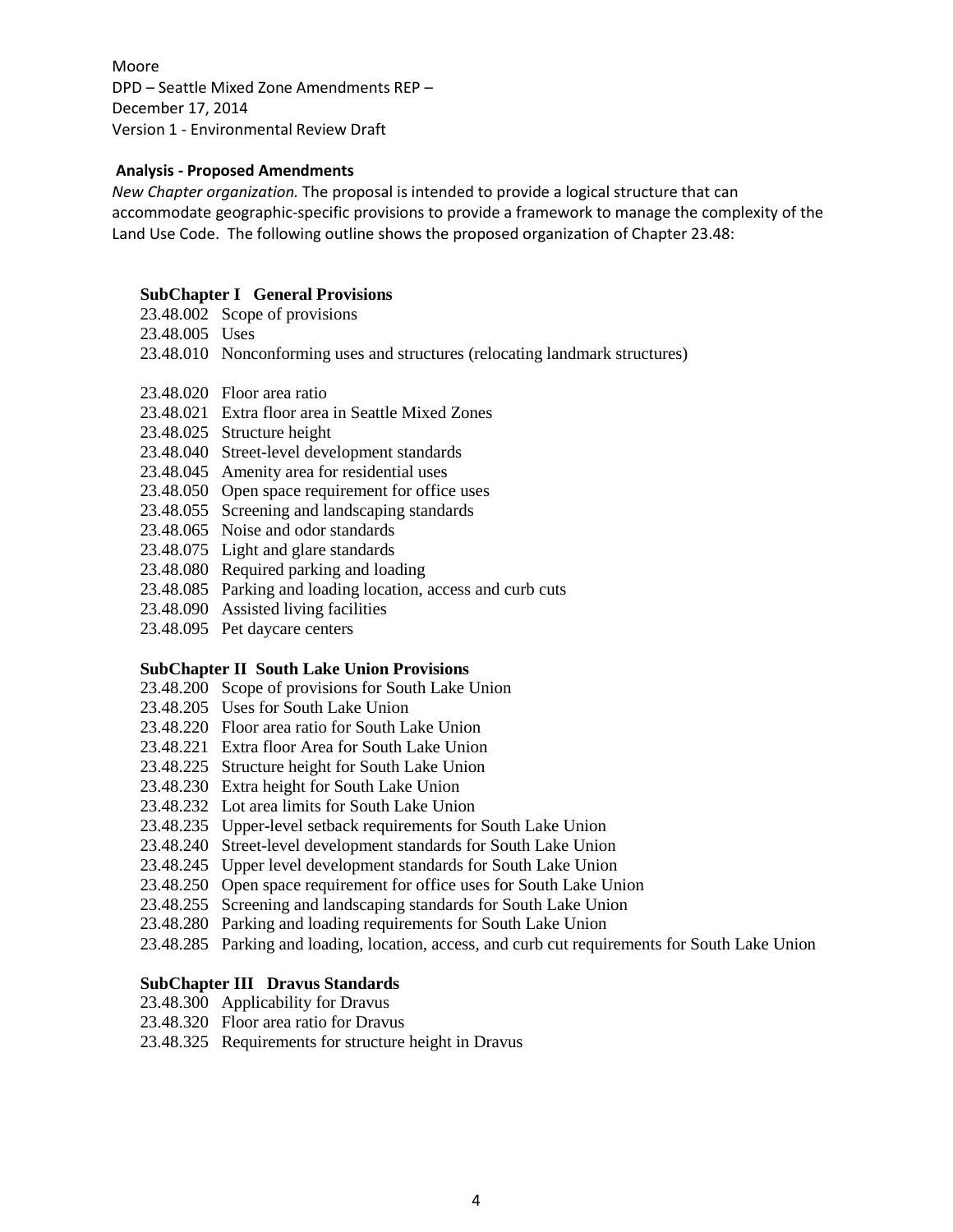**Analysis - Proposed Amendments**

*New Chapter organization.* The proposal is intended to provide a logical structure that can accommodate geographic-specific provisions to provide a framework to manage the complexity of the Land Use Code. The following outline shows the proposed organization of Chapter 23.48:

**SubChapter I General Provisions**

23.48.002 Scope of provisions
23.48.005 Uses
23.48.010 Nonconforming uses and structures (relocating landmark structures)

23.48.020 Floor area ratio
23.48.021 Extra floor area in Seattle Mixed Zones
23.48.025 Structure height
23.48.040 Street-level development standards
23.48.045 Amenity area for residential uses
23.48.050 Open space requirement for office uses
23.48.055 Screening and landscaping standards
23.48.065 Noise and odor standards
23.48.075 Light and glare standards
23.48.080 Required parking and loading
23.48.085 Parking and loading location, access and curb cuts
23.48.090 Assisted living facilities
23.48.095 Pet daycare centers

**SubChapter II South Lake Union Provisions**

23.48.200 Scope of provisions for South Lake Union
23.48.205 Uses for South Lake Union
23.48.220 Floor area ratio for South Lake Union
23.48.221 Extra floor Area for South Lake Union
23.48.225 Structure height for South Lake Union
23.48.230 Extra height for South Lake Union
23.48.232 Lot area limits for South Lake Union
23.48.235 Upper-level setback requirements for South Lake Union
23.48.240 Street-level development standards for South Lake Union
23.48.245 Upper level development standards for South Lake Union
23.48.250 Open space requirement for office uses for South Lake Union
23.48.255 Screening and landscaping standards for South Lake Union
23.48.280 Parking and loading requirements for South Lake Union
23.48.285 Parking and loading, location, access, and curb cut requirements for South Lake Union

**SubChapter III Dravus Standards**

23.48.300 Applicability for Dravus
23.48.320 Floor area ratio for Dravus
23.48.325 Requirements for structure height in Dravus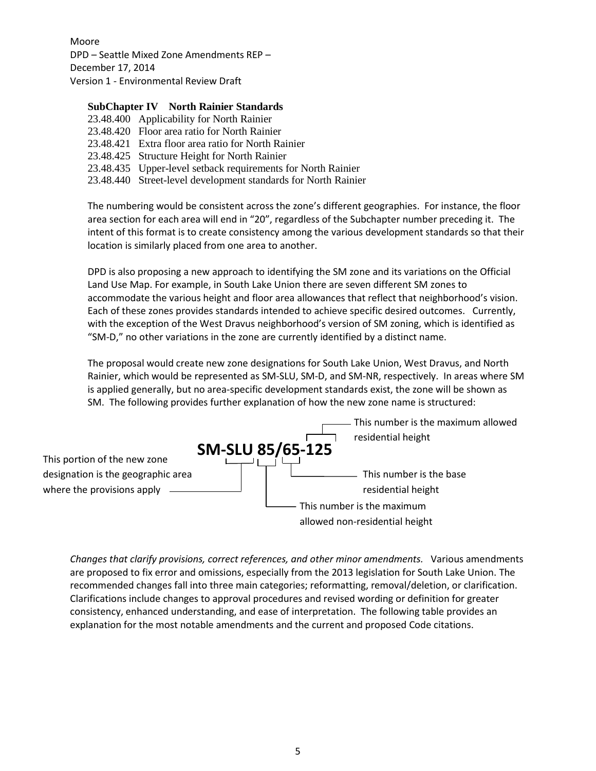**SubChapter IV North Rainier Standards**

23.48.400 Applicability for North Rainier
23.48.420 Floor area ratio for North Rainier
23.48.421 Extra floor area ratio for North Rainier
23.48.425 Structure Height for North Rainier
23.48.435 Upper-level setback requirements for North Rainier
23.48.440 Street-level development standards for North Rainier

The numbering would be consistent across the zone's different geographies. For instance, the floor area section for each area will end in "20", regardless of the Subchapter number preceding it. The intent of this format is to create consistency among the various development standards so that their location is similarly placed from one area to another.

DPD is also proposing a new approach to identifying the SM zone and its variations on the Official Land Use Map. For example, in South Lake Union there are seven different SM zones to accommodate the various height and floor area allowances that reflect that neighborhood's vision. Each of these zones provides standards intended to achieve specific desired outcomes. Currently, with the exception of the West Dravus neighborhood's version of SM zoning, which is identified as "SM-D," no other variations in the zone are currently identified by a distinct name.

The proposal would create new zone designations for South Lake Union, West Dravus, and North Rainier, which would be represented as SM-SLU, SM-D, and SM-NR, respectively. In areas where SM is applied generally, but no area-specific development standards exist, the zone will be shown as SM. The following provides further explanation of how the new zone name is structured:

**SM-SLU 85/65-125**

- SLU: This portion of the new zone designation is the geographic area where the provisions apply
- 85: This number is the maximum allowed non-residential height
- 65: This number is the base residential height
- 125: This number is the maximum allowed residential height

*Changes that clarify provisions, correct references, and other minor amendments.* Various amendments are proposed to fix error and omissions, especially from the 2013 legislation for South Lake Union. The recommended changes fall into three main categories; reformatting, removal/deletion, or clarification. Clarifications include changes to approval procedures and revised wording or definition for greater consistency, enhanced understanding, and ease of interpretation. The following table provides an explanation for the most notable amendments and the current and proposed Code citations.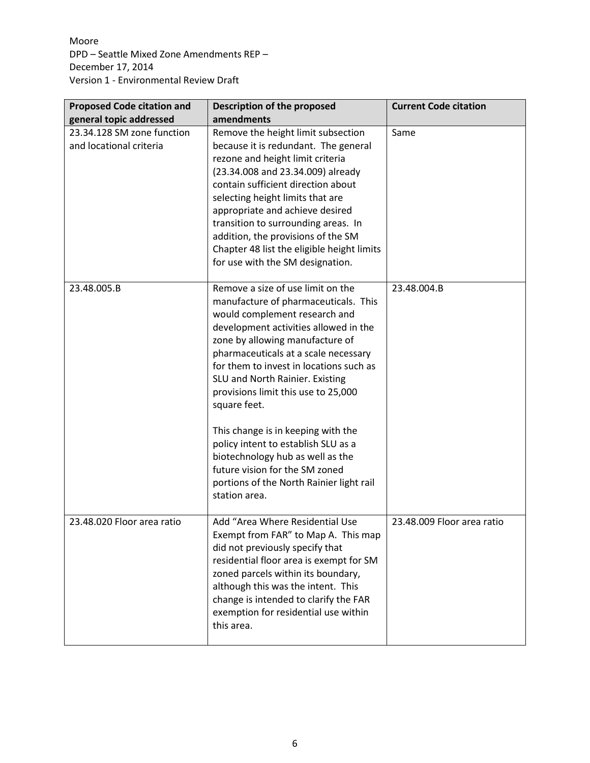| Proposed Code citation and general topic addressed | Description of the proposed amendments | Current Code citation |
| --- | --- | --- |
| 23.34.128 SM zone function and locational criteria | Remove the height limit subsection because it is redundant. The general rezone and height limit criteria (23.34.008 and 23.34.009) already contain sufficient direction about selecting height limits that are appropriate and achieve desired transition to surrounding areas. In addition, the provisions of the SM Chapter 48 list the eligible height limits for use with the SM designation. | Same |
| 23.48.005.B | Remove a size of use limit on the manufacture of pharmaceuticals. This would complement research and development activities allowed in the zone by allowing manufacture of pharmaceuticals at a scale necessary for them to invest in locations such as SLU and North Rainier. Existing provisions limit this use to 25,000 square feet.<br><br>This change is in keeping with the policy intent to establish SLU as a biotechnology hub as well as the future vision for the SM zoned portions of the North Rainier light rail station area. | 23.48.004.B |
| 23.48.020 Floor area ratio | Add "Area Where Residential Use Exempt from FAR" to Map A. This map did not previously specify that residential floor area is exempt for SM zoned parcels within its boundary, although this was the intent. This change is intended to clarify the FAR exemption for residential use within this area. | 23.48.009 Floor area ratio |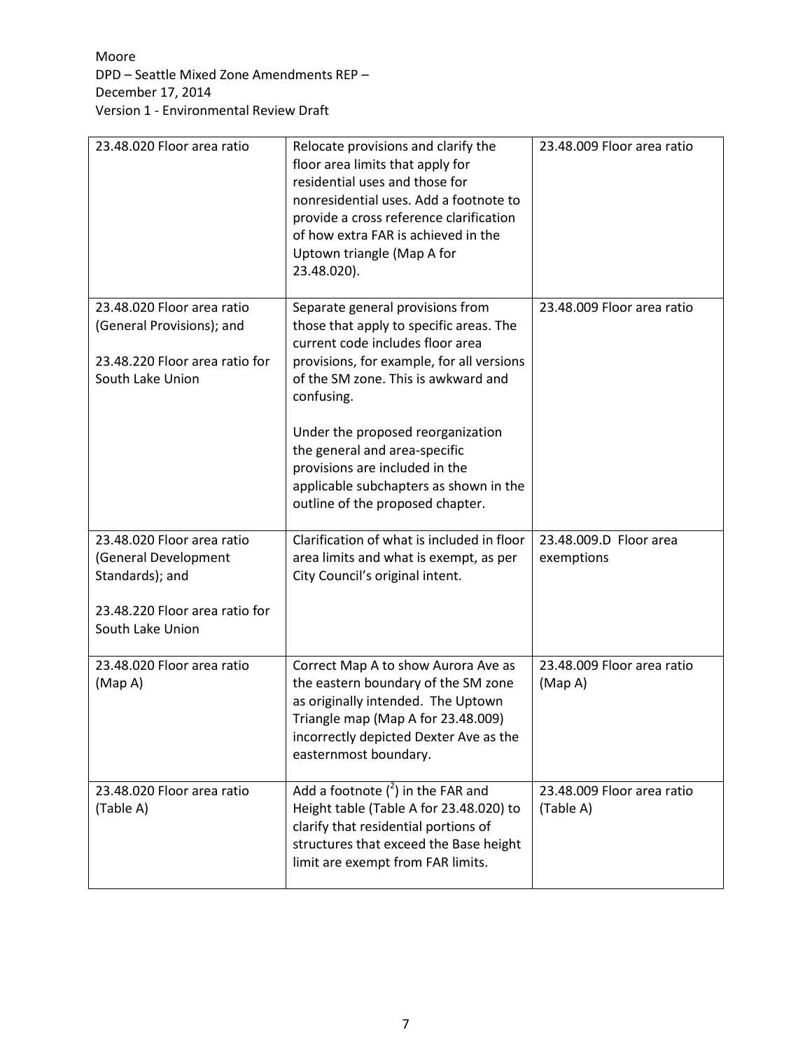| 23.48.020 Floor area ratio | Relocate provisions and clarify the floor area limits that apply for residential uses and those for nonresidential uses. Add a footnote to provide a cross reference clarification of how extra FAR is achieved in the Uptown triangle (Map A for 23.48.020). | 23.48.009 Floor area ratio |
|---|---|---|
| 23.48.020 Floor area ratio (General Provisions); and<br><br>23.48.220 Floor area ratio for South Lake Union | Separate general provisions from those that apply to specific areas. The current code includes floor area provisions, for example, for all versions of the SM zone. This is awkward and confusing.<br><br>Under the proposed reorganization the general and area-specific provisions are included in the applicable subchapters as shown in the outline of the proposed chapter. | 23.48.009 Floor area ratio |
| 23.48.020 Floor area ratio (General Development Standards); and<br><br>23.48.220 Floor area ratio for South Lake Union | Clarification of what is included in floor area limits and what is exempt, as per City Council's original intent. | 23.48.009.D Floor area exemptions |
| 23.48.020 Floor area ratio (Map A) | Correct Map A to show Aurora Ave as the eastern boundary of the SM zone as originally intended. The Uptown Triangle map (Map A for 23.48.009) incorrectly depicted Dexter Ave as the easternmost boundary. | 23.48.009 Floor area ratio (Map A) |
| 23.48.020 Floor area ratio (Table A) | Add a footnote ([2]) in the FAR and Height table (Table A for 23.48.020) to clarify that residential portions of structures that exceed the Base height limit are exempt from FAR limits. | 23.48.009 Floor area ratio (Table A) |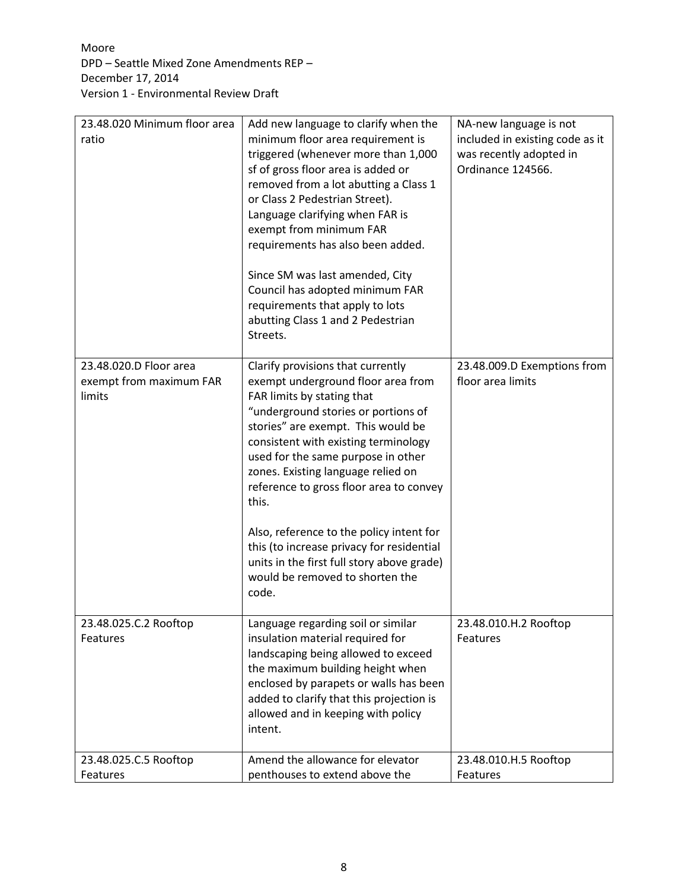| | | |
|---|---|---|
| 23.48.020 Minimum floor area ratio | Add new language to clarify when the minimum floor area requirement is triggered (whenever more than 1,000 sf of gross floor area is added or removed from a lot abutting a Class 1 or Class 2 Pedestrian Street). Language clarifying when FAR is exempt from minimum FAR requirements has also been added.<br><br>Since SM was last amended, City Council has adopted minimum FAR requirements that apply to lots abutting Class 1 and 2 Pedestrian Streets. | NA-new language is not included in existing code as it was recently adopted in Ordinance 124566. |
| 23.48.020.D Floor area exempt from maximum FAR limits | Clarify provisions that currently exempt underground floor area from FAR limits by stating that "underground stories or portions of stories" are exempt. This would be consistent with existing terminology used for the same purpose in other zones. Existing language relied on reference to gross floor area to convey this.<br><br>Also, reference to the policy intent for this (to increase privacy for residential units in the first full story above grade) would be removed to shorten the code. | 23.48.009.D Exemptions from floor area limits |
| 23.48.025.C.2 Rooftop Features | Language regarding soil or similar insulation material required for landscaping being allowed to exceed the maximum building height when enclosed by parapets or walls has been added to clarify that this projection is allowed and in keeping with policy intent. | 23.48.010.H.2 Rooftop Features |
| 23.48.025.C.5 Rooftop Features | Amend the allowance for elevator penthouses to extend above the | 23.48.010.H.5 Rooftop Features |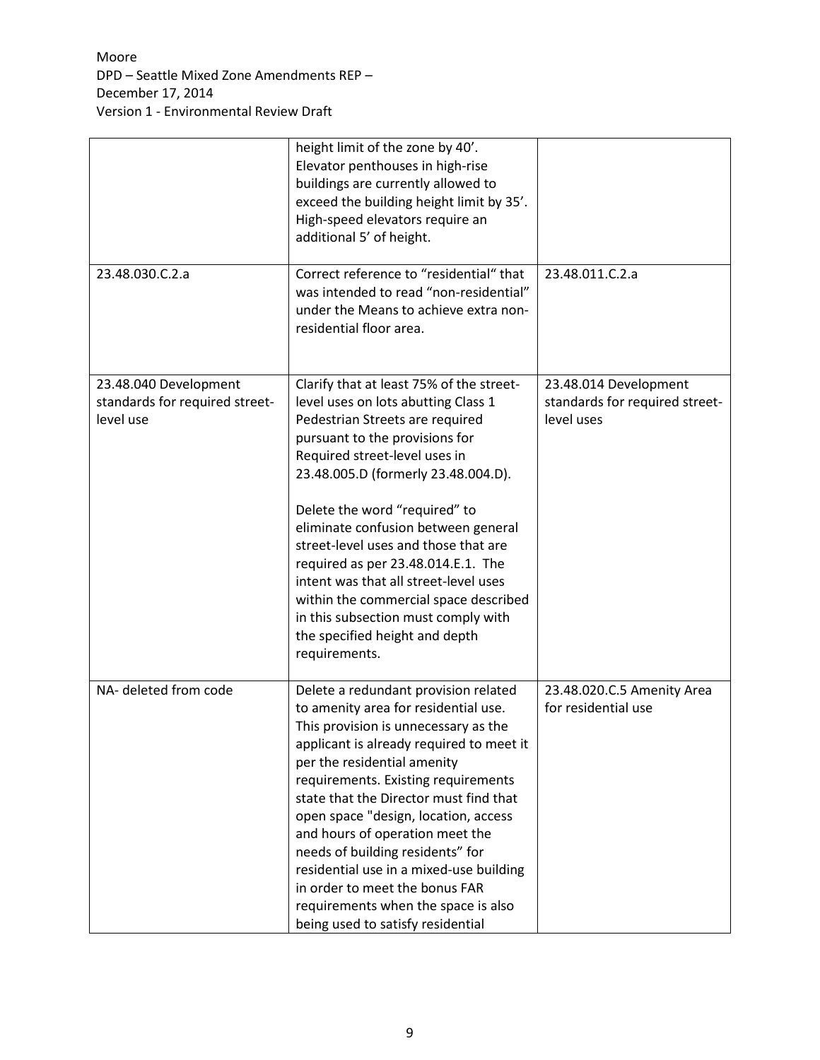|  |  |  |
|---|---|---|
|  | height limit of the zone by 40'. Elevator penthouses in high-rise buildings are currently allowed to exceed the building height limit by 35'. High-speed elevators require an additional 5' of height. |  |
| 23.48.030.C.2.a | Correct reference to "residential" that was intended to read "non-residential" under the Means to achieve extra non-residential floor area. | 23.48.011.C.2.a |
| 23.48.040 Development standards for required street-level use | Clarify that at least 75% of the street-level uses on lots abutting Class 1 Pedestrian Streets are required pursuant to the provisions for Required street-level uses in 23.48.005.D (formerly 23.48.004.D).<br><br>Delete the word "required" to eliminate confusion between general street-level uses and those that are required as per 23.48.014.E.1. The intent was that all street-level uses within the commercial space described in this subsection must comply with the specified height and depth requirements. | 23.48.014 Development standards for required street-level uses |
| NA- deleted from code | Delete a redundant provision related to amenity area for residential use. This provision is unnecessary as the applicant is already required to meet it per the residential amenity requirements. Existing requirements state that the Director must find that open space "design, location, access and hours of operation meet the needs of building residents" for residential use in a mixed-use building in order to meet the bonus FAR requirements when the space is also being used to satisfy residential | 23.48.020.C.5 Amenity Area for residential use |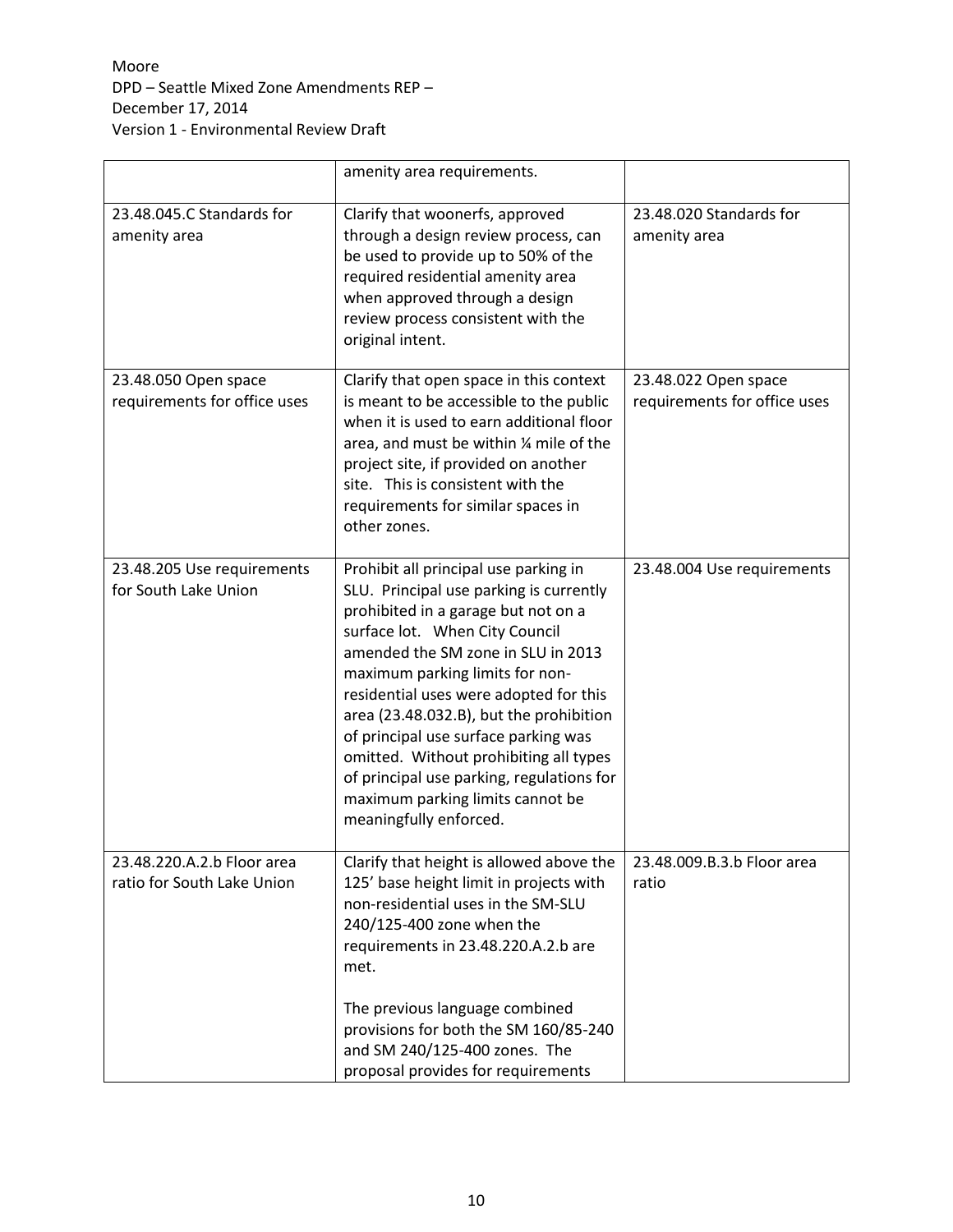| | | |
|---|---|---|
| | amenity area requirements. | |
| 23.48.045.C Standards for amenity area | Clarify that woonerfs, approved through a design review process, can be used to provide up to 50% of the required residential amenity area when approved through a design review process consistent with the original intent. | 23.48.020 Standards for amenity area |
| 23.48.050 Open space requirements for office uses | Clarify that open space in this context is meant to be accessible to the public when it is used to earn additional floor area, and must be within ¼ mile of the project site, if provided on another site. This is consistent with the requirements for similar spaces in other zones. | 23.48.022 Open space requirements for office uses |
| 23.48.205 Use requirements for South Lake Union | Prohibit all principal use parking in SLU. Principal use parking is currently prohibited in a garage but not on a surface lot. When City Council amended the SM zone in SLU in 2013 maximum parking limits for non-residential uses were adopted for this area (23.48.032.B), but the prohibition of principal use surface parking was omitted. Without prohibiting all types of principal use parking, regulations for maximum parking limits cannot be meaningfully enforced. | 23.48.004 Use requirements |
| 23.48.220.A.2.b Floor area ratio for South Lake Union | Clarify that height is allowed above the 125' base height limit in projects with non-residential uses in the SM-SLU 240/125-400 zone when the requirements in 23.48.220.A.2.b are met.<br><br>The previous language combined provisions for both the SM 160/85-240 and SM 240/125-400 zones. The proposal provides for requirements | 23.48.009.B.3.b Floor area ratio |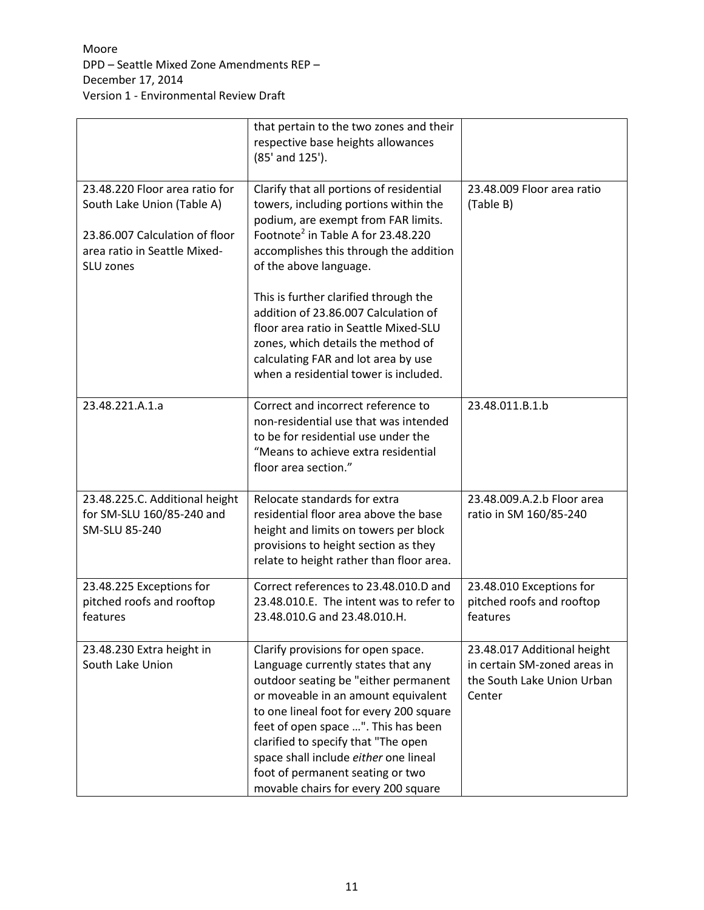| | | |
|---|---|---|
| | that pertain to the two zones and their respective base heights allowances (85' and 125'). | |
| 23.48.220 Floor area ratio for South Lake Union (Table A)<br><br>23.86.007 Calculation of floor area ratio in Seattle Mixed-SLU zones | Clarify that all portions of residential towers, including portions within the podium, are exempt from FAR limits. Footnote[2] in Table A for 23.48.220 accomplishes this through the addition of the above language.<br><br>This is further clarified through the addition of 23.86.007 Calculation of floor area ratio in Seattle Mixed-SLU zones, which details the method of calculating FAR and lot area by use when a residential tower is included. | 23.48.009 Floor area ratio (Table B) |
| 23.48.221.A.1.a | Correct and incorrect reference to non-residential use that was intended to be for residential use under the "Means to achieve extra residential floor area section." | 23.48.011.B.1.b |
| 23.48.225.C. Additional height for SM-SLU 160/85-240 and SM-SLU 85-240 | Relocate standards for extra residential floor area above the base height and limits on towers per block provisions to height section as they relate to height rather than floor area. | 23.48.009.A.2.b Floor area ratio in SM 160/85-240 |
| 23.48.225 Exceptions for pitched roofs and rooftop features | Correct references to 23.48.010.D and 23.48.010.E. The intent was to refer to 23.48.010.G and 23.48.010.H. | 23.48.010 Exceptions for pitched roofs and rooftop features |
| 23.48.230 Extra height in South Lake Union | Clarify provisions for open space. Language currently states that any outdoor seating be "either permanent or moveable in an amount equivalent to one lineal foot for every 200 square feet of open space …". This has been clarified to specify that "The open space shall include *either* one lineal foot of permanent seating or two movable chairs for every 200 square | 23.48.017 Additional height in certain SM-zoned areas in the South Lake Union Urban Center |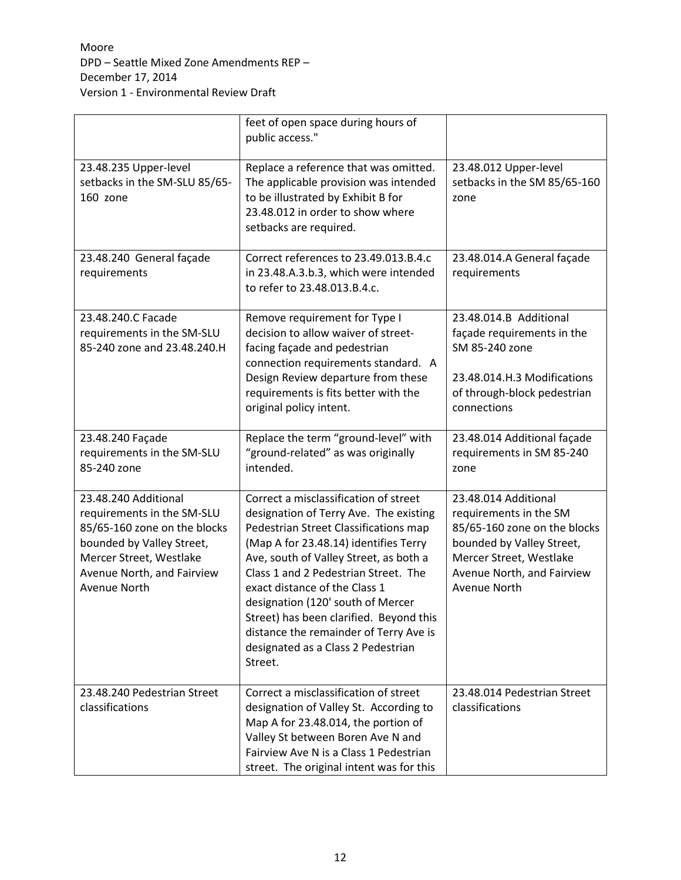| | | |
|---|---|---|
| | feet of open space during hours of public access." | |
| 23.48.235 Upper-level setbacks in the SM-SLU 85/65-160 zone | Replace a reference that was omitted. The applicable provision was intended to be illustrated by Exhibit B for 23.48.012 in order to show where setbacks are required. | 23.48.012 Upper-level setbacks in the SM 85/65-160 zone |
| 23.48.240 General façade requirements | Correct references to 23.49.013.B.4.c in 23.48.A.3.b.3, which were intended to refer to 23.48.013.B.4.c. | 23.48.014.A General façade requirements |
| 23.48.240.C Facade requirements in the SM-SLU 85-240 zone and 23.48.240.H | Remove requirement for Type I decision to allow waiver of street-facing façade and pedestrian connection requirements standard. A Design Review departure from these requirements is fits better with the original policy intent. | 23.48.014.B Additional façade requirements in the SM 85-240 zone<br><br>23.48.014.H.3 Modifications of through-block pedestrian connections |
| 23.48.240 Façade requirements in the SM-SLU 85-240 zone | Replace the term "ground-level" with "ground-related" as was originally intended. | 23.48.014 Additional façade requirements in SM 85-240 zone |
| 23.48.240 Additional requirements in the SM-SLU 85/65-160 zone on the blocks bounded by Valley Street, Mercer Street, Westlake Avenue North, and Fairview Avenue North | Correct a misclassification of street designation of Terry Ave. The existing Pedestrian Street Classifications map (Map A for 23.48.14) identifies Terry Ave, south of Valley Street, as both a Class 1 and 2 Pedestrian Street. The exact distance of the Class 1 designation (120' south of Mercer Street) has been clarified. Beyond this distance the remainder of Terry Ave is designated as a Class 2 Pedestrian Street. | 23.48.014 Additional requirements in the SM 85/65-160 zone on the blocks bounded by Valley Street, Mercer Street, Westlake Avenue North, and Fairview Avenue North |
| 23.48.240 Pedestrian Street classifications | Correct a misclassification of street designation of Valley St. According to Map A for 23.48.014, the portion of Valley St between Boren Ave N and Fairview Ave N is a Class 1 Pedestrian street. The original intent was for this | 23.48.014 Pedestrian Street classifications |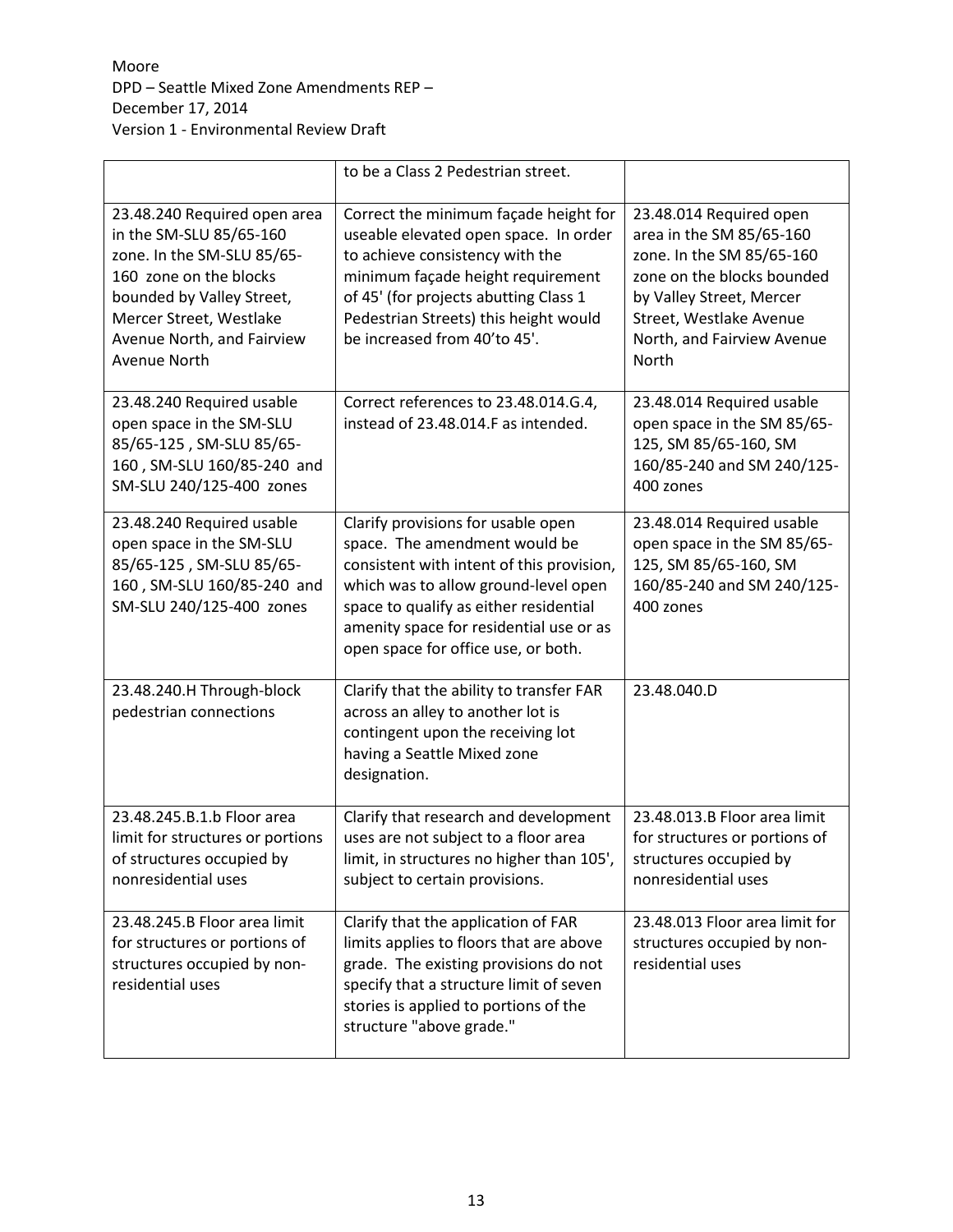| | | |
|---|---|---|
| | to be a Class 2 Pedestrian street. | |
| 23.48.240 Required open area in the SM-SLU 85/65-160 zone. In the SM-SLU 85/65-160 zone on the blocks bounded by Valley Street, Mercer Street, Westlake Avenue North, and Fairview Avenue North | Correct the minimum façade height for useable elevated open space. In order to achieve consistency with the minimum façade height requirement of 45' (for projects abutting Class 1 Pedestrian Streets) this height would be increased from 40'to 45'. | 23.48.014 Required open area in the SM 85/65-160 zone. In the SM 85/65-160 zone on the blocks bounded by Valley Street, Mercer Street, Westlake Avenue North, and Fairview Avenue North |
| 23.48.240 Required usable open space in the SM-SLU 85/65-125 , SM-SLU 85/65-160 , SM-SLU 160/85-240 and SM-SLU 240/125-400 zones | Correct references to 23.48.014.G.4, instead of 23.48.014.F as intended. | 23.48.014 Required usable open space in the SM 85/65-125, SM 85/65-160, SM 160/85-240 and SM 240/125-400 zones |
| 23.48.240 Required usable open space in the SM-SLU 85/65-125 , SM-SLU 85/65-160 , SM-SLU 160/85-240 and SM-SLU 240/125-400 zones | Clarify provisions for usable open space. The amendment would be consistent with intent of this provision, which was to allow ground-level open space to qualify as either residential amenity space for residential use or as open space for office use, or both. | 23.48.014 Required usable open space in the SM 85/65-125, SM 85/65-160, SM 160/85-240 and SM 240/125-400 zones |
| 23.48.240.H Through-block pedestrian connections | Clarify that the ability to transfer FAR across an alley to another lot is contingent upon the receiving lot having a Seattle Mixed zone designation. | 23.48.040.D |
| 23.48.245.B.1.b Floor area limit for structures or portions of structures occupied by nonresidential uses | Clarify that research and development uses are not subject to a floor area limit, in structures no higher than 105', subject to certain provisions. | 23.48.013.B Floor area limit for structures or portions of structures occupied by nonresidential uses |
| 23.48.245.B Floor area limit for structures or portions of structures occupied by non-residential uses | Clarify that the application of FAR limits applies to floors that are above grade. The existing provisions do not specify that a structure limit of seven stories is applied to portions of the structure "above grade." | 23.48.013 Floor area limit for structures occupied by non-residential uses |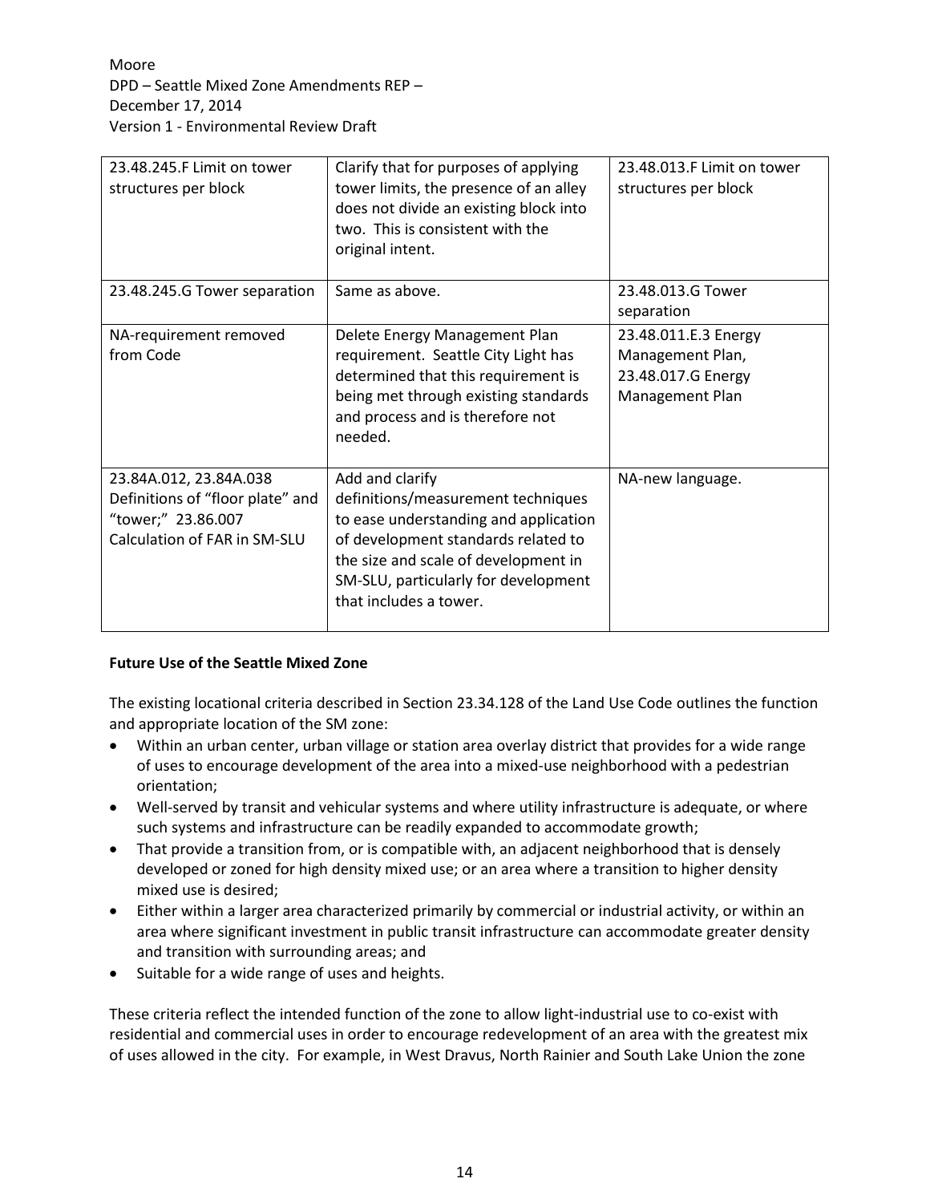| 23.48.245.F Limit on tower structures per block | Clarify that for purposes of applying tower limits, the presence of an alley does not divide an existing block into two. This is consistent with the original intent. | 23.48.013.F Limit on tower structures per block |
|---|---|---|
| 23.48.245.G Tower separation | Same as above. | 23.48.013.G Tower separation |
| NA-requirement removed from Code | Delete Energy Management Plan requirement. Seattle City Light has determined that this requirement is being met through existing standards and process and is therefore not needed. | 23.48.011.E.3 Energy Management Plan, 23.48.017.G Energy Management Plan |
| 23.84A.012, 23.84A.038 Definitions of "floor plate" and "tower;" 23.86.007 Calculation of FAR in SM-SLU | Add and clarify definitions/measurement techniques to ease understanding and application of development standards related to the size and scale of development in SM-SLU, particularly for development that includes a tower. | NA-new language. |

**Future Use of the Seattle Mixed Zone**

The existing locational criteria described in Section 23.34.128 of the Land Use Code outlines the function and appropriate location of the SM zone:

- Within an urban center, urban village or station area overlay district that provides for a wide range of uses to encourage development of the area into a mixed-use neighborhood with a pedestrian orientation;
- Well-served by transit and vehicular systems and where utility infrastructure is adequate, or where such systems and infrastructure can be readily expanded to accommodate growth;
- That provide a transition from, or is compatible with, an adjacent neighborhood that is densely developed or zoned for high density mixed use; or an area where a transition to higher density mixed use is desired;
- Either within a larger area characterized primarily by commercial or industrial activity, or within an area where significant investment in public transit infrastructure can accommodate greater density and transition with surrounding areas; and
- Suitable for a wide range of uses and heights.

These criteria reflect the intended function of the zone to allow light-industrial use to co-exist with residential and commercial uses in order to encourage redevelopment of an area with the greatest mix of uses allowed in the city. For example, in West Dravus, North Rainier and South Lake Union the zone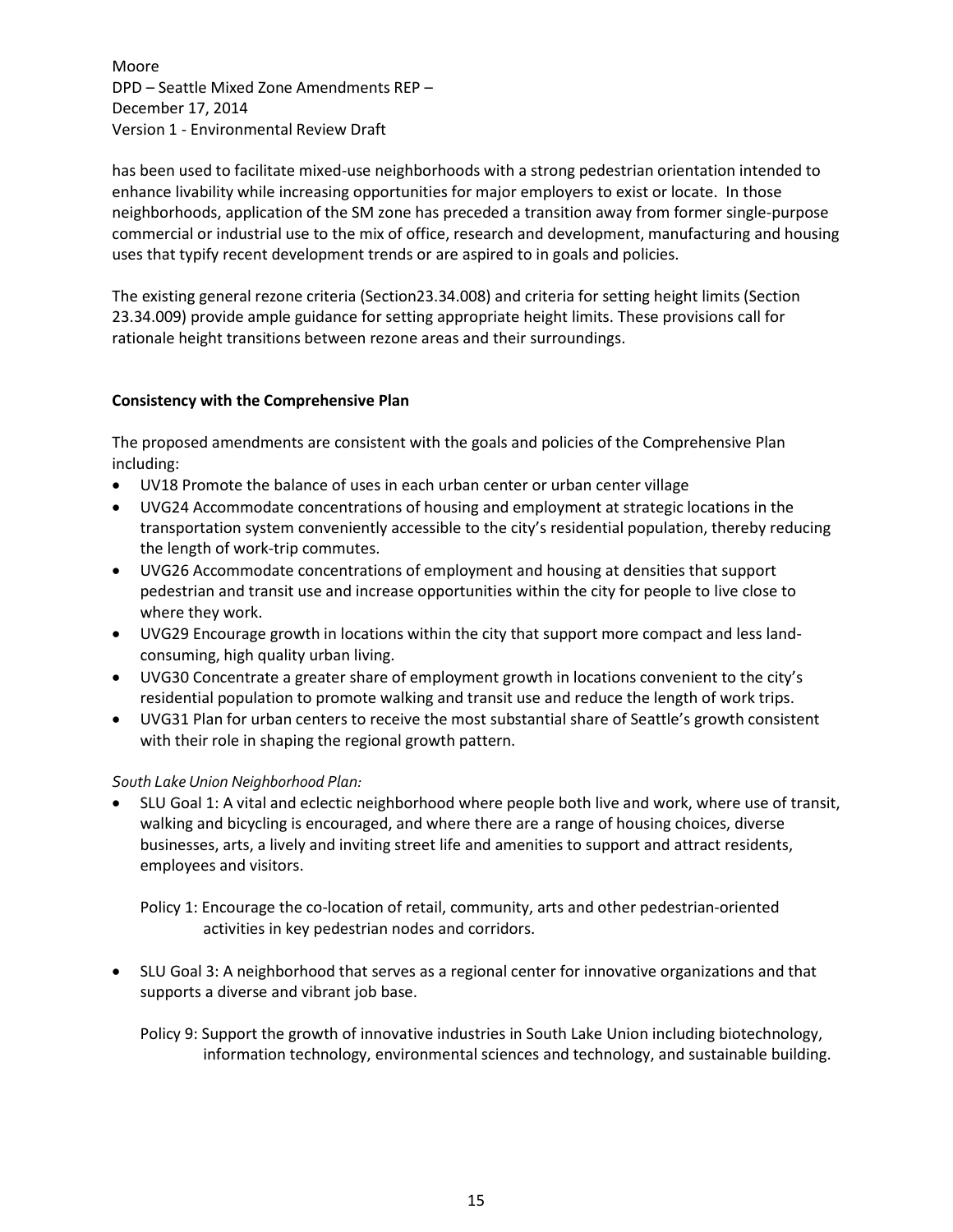has been used to facilitate mixed-use neighborhoods with a strong pedestrian orientation intended to enhance livability while increasing opportunities for major employers to exist or locate. In those neighborhoods, application of the SM zone has preceded a transition away from former single-purpose commercial or industrial use to the mix of office, research and development, manufacturing and housing uses that typify recent development trends or are aspired to in goals and policies.

The existing general rezone criteria (Section23.34.008) and criteria for setting height limits (Section 23.34.009) provide ample guidance for setting appropriate height limits. These provisions call for rationale height transitions between rezone areas and their surroundings.

**Consistency with the Comprehensive Plan**

The proposed amendments are consistent with the goals and policies of the Comprehensive Plan including:

- UV18 Promote the balance of uses in each urban center or urban center village
- UVG24 Accommodate concentrations of housing and employment at strategic locations in the transportation system conveniently accessible to the city's residential population, thereby reducing the length of work-trip commutes.
- UVG26 Accommodate concentrations of employment and housing at densities that support pedestrian and transit use and increase opportunities within the city for people to live close to where they work.
- UVG29 Encourage growth in locations within the city that support more compact and less land-consuming, high quality urban living.
- UVG30 Concentrate a greater share of employment growth in locations convenient to the city's residential population to promote walking and transit use and reduce the length of work trips.
- UVG31 Plan for urban centers to receive the most substantial share of Seattle's growth consistent with their role in shaping the regional growth pattern.

*South Lake Union Neighborhood Plan:*

- SLU Goal 1: A vital and eclectic neighborhood where people both live and work, where use of transit, walking and bicycling is encouraged, and where there are a range of housing choices, diverse businesses, arts, a lively and inviting street life and amenities to support and attract residents, employees and visitors.

  Policy 1: Encourage the co-location of retail, community, arts and other pedestrian-oriented activities in key pedestrian nodes and corridors.

- SLU Goal 3: A neighborhood that serves as a regional center for innovative organizations and that supports a diverse and vibrant job base.

  Policy 9: Support the growth of innovative industries in South Lake Union including biotechnology, information technology, environmental sciences and technology, and sustainable building.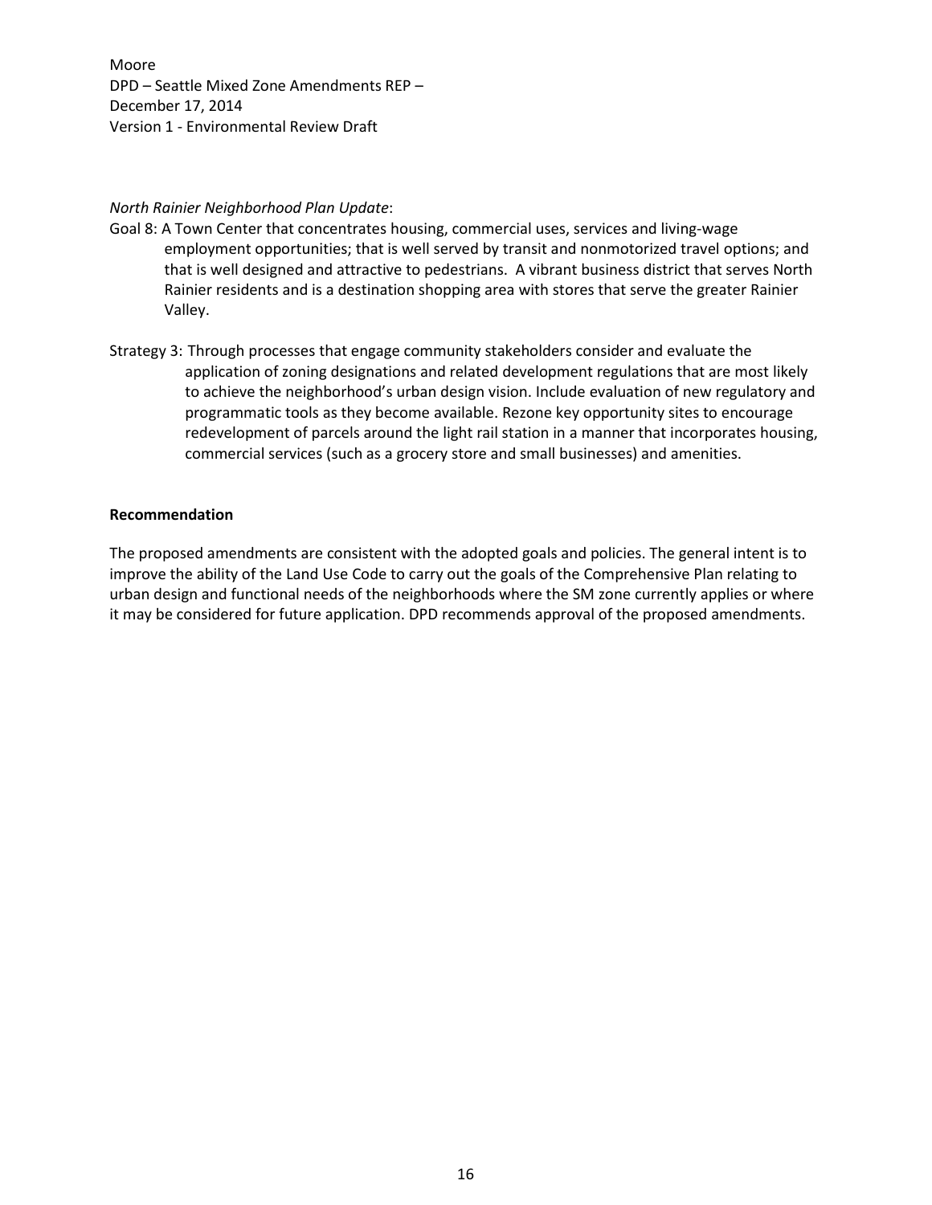*North Rainier Neighborhood Plan Update*:

Goal 8: A Town Center that concentrates housing, commercial uses, services and living-wage employment opportunities; that is well served by transit and nonmotorized travel options; and that is well designed and attractive to pedestrians. A vibrant business district that serves North Rainier residents and is a destination shopping area with stores that serve the greater Rainier Valley.

Strategy 3: Through processes that engage community stakeholders consider and evaluate the application of zoning designations and related development regulations that are most likely to achieve the neighborhood's urban design vision. Include evaluation of new regulatory and programmatic tools as they become available. Rezone key opportunity sites to encourage redevelopment of parcels around the light rail station in a manner that incorporates housing, commercial services (such as a grocery store and small businesses) and amenities.

**Recommendation**

The proposed amendments are consistent with the adopted goals and policies. The general intent is to improve the ability of the Land Use Code to carry out the goals of the Comprehensive Plan relating to urban design and functional needs of the neighborhoods where the SM zone currently applies or where it may be considered for future application. DPD recommends approval of the proposed amendments.